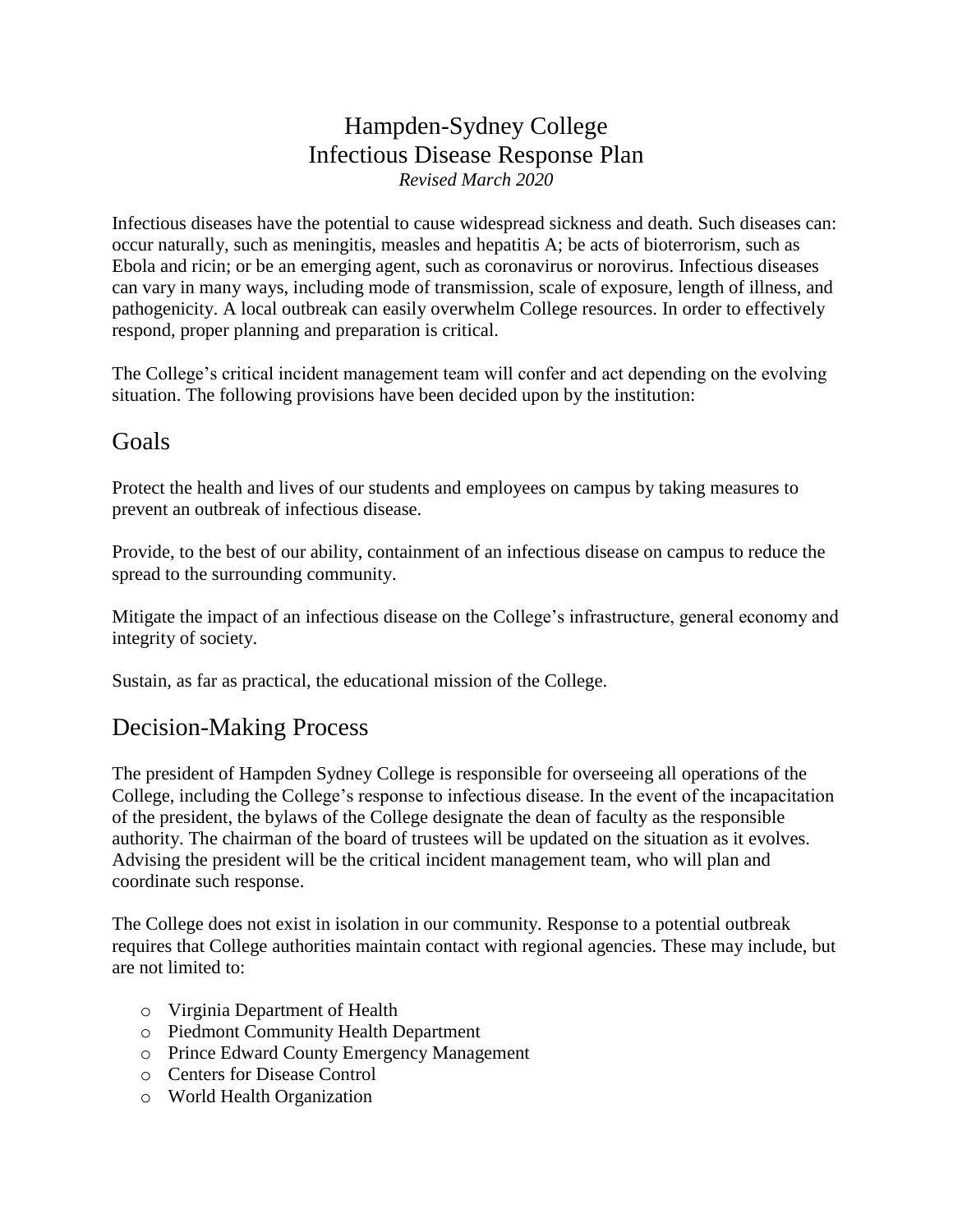# Hampden-Sydney College
# Infectious Disease Response Plan

*Revised March 2020*

Infectious diseases have the potential to cause widespread sickness and death. Such diseases can: occur naturally, such as meningitis, measles and hepatitis A; be acts of bioterrorism, such as Ebola and ricin; or be an emerging agent, such as coronavirus or norovirus. Infectious diseases can vary in many ways, including mode of transmission, scale of exposure, length of illness, and pathogenicity. A local outbreak can easily overwhelm College resources. In order to effectively respond, proper planning and preparation is critical.

The College's critical incident management team will confer and act depending on the evolving situation. The following provisions have been decided upon by the institution:

## Goals

Protect the health and lives of our students and employees on campus by taking measures to prevent an outbreak of infectious disease.

Provide, to the best of our ability, containment of an infectious disease on campus to reduce the spread to the surrounding community.

Mitigate the impact of an infectious disease on the College's infrastructure, general economy and integrity of society.

Sustain, as far as practical, the educational mission of the College.

## Decision-Making Process

The president of Hampden Sydney College is responsible for overseeing all operations of the College, including the College's response to infectious disease. In the event of the incapacitation of the president, the bylaws of the College designate the dean of faculty as the responsible authority. The chairman of the board of trustees will be updated on the situation as it evolves. Advising the president will be the critical incident management team, who will plan and coordinate such response.

The College does not exist in isolation in our community. Response to a potential outbreak requires that College authorities maintain contact with regional agencies. These may include, but are not limited to:

- Virginia Department of Health
- Piedmont Community Health Department
- Prince Edward County Emergency Management
- Centers for Disease Control
- World Health Organization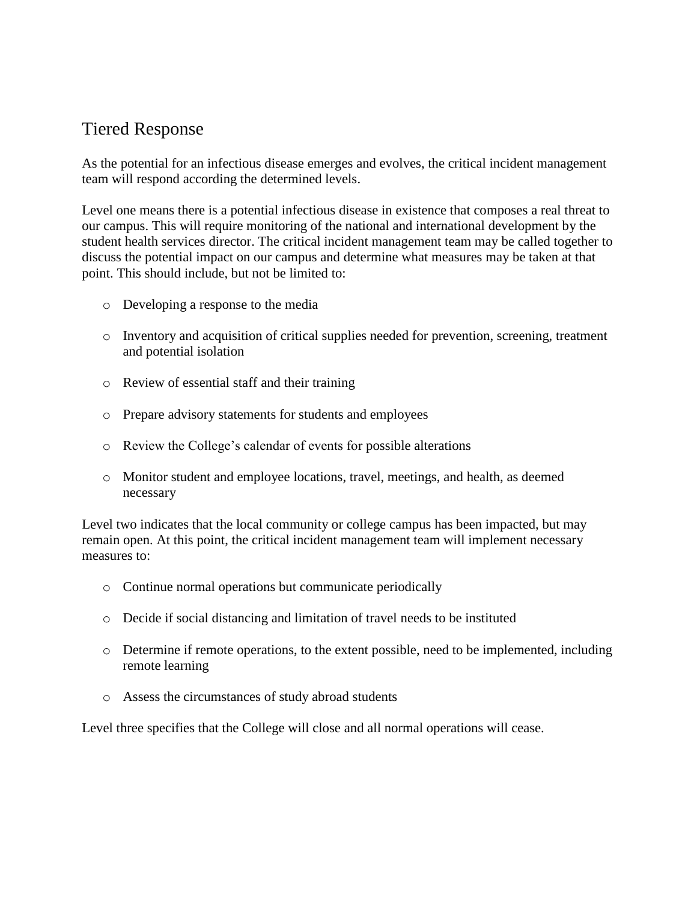## Tiered Response

As the potential for an infectious disease emerges and evolves, the critical incident management team will respond according the determined levels.

Level one means there is a potential infectious disease in existence that composes a real threat to our campus. This will require monitoring of the national and international development by the student health services director. The critical incident management team may be called together to discuss the potential impact on our campus and determine what measures may be taken at that point. This should include, but not be limited to:

- Developing a response to the media
- Inventory and acquisition of critical supplies needed for prevention, screening, treatment and potential isolation
- Review of essential staff and their training
- Prepare advisory statements for students and employees
- Review the College's calendar of events for possible alterations
- Monitor student and employee locations, travel, meetings, and health, as deemed necessary

Level two indicates that the local community or college campus has been impacted, but may remain open. At this point, the critical incident management team will implement necessary measures to:

- Continue normal operations but communicate periodically
- Decide if social distancing and limitation of travel needs to be instituted
- Determine if remote operations, to the extent possible, need to be implemented, including remote learning
- Assess the circumstances of study abroad students

Level three specifies that the College will close and all normal operations will cease.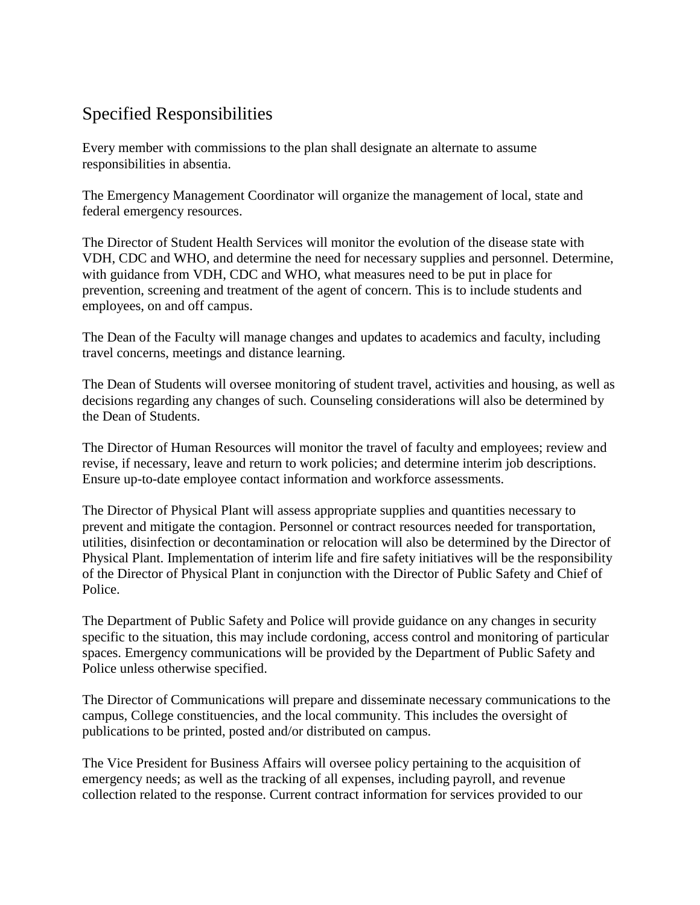## Specified Responsibilities

Every member with commissions to the plan shall designate an alternate to assume responsibilities in absentia.

The Emergency Management Coordinator will organize the management of local, state and federal emergency resources.

The Director of Student Health Services will monitor the evolution of the disease state with VDH, CDC and WHO, and determine the need for necessary supplies and personnel. Determine, with guidance from VDH, CDC and WHO, what measures need to be put in place for prevention, screening and treatment of the agent of concern. This is to include students and employees, on and off campus.

The Dean of the Faculty will manage changes and updates to academics and faculty, including travel concerns, meetings and distance learning.

The Dean of Students will oversee monitoring of student travel, activities and housing, as well as decisions regarding any changes of such. Counseling considerations will also be determined by the Dean of Students.

The Director of Human Resources will monitor the travel of faculty and employees; review and revise, if necessary, leave and return to work policies; and determine interim job descriptions. Ensure up-to-date employee contact information and workforce assessments.

The Director of Physical Plant will assess appropriate supplies and quantities necessary to prevent and mitigate the contagion. Personnel or contract resources needed for transportation, utilities, disinfection or decontamination or relocation will also be determined by the Director of Physical Plant. Implementation of interim life and fire safety initiatives will be the responsibility of the Director of Physical Plant in conjunction with the Director of Public Safety and Chief of Police.

The Department of Public Safety and Police will provide guidance on any changes in security specific to the situation, this may include cordoning, access control and monitoring of particular spaces. Emergency communications will be provided by the Department of Public Safety and Police unless otherwise specified.

The Director of Communications will prepare and disseminate necessary communications to the campus, College constituencies, and the local community. This includes the oversight of publications to be printed, posted and/or distributed on campus.

The Vice President for Business Affairs will oversee policy pertaining to the acquisition of emergency needs; as well as the tracking of all expenses, including payroll, and revenue collection related to the response. Current contract information for services provided to our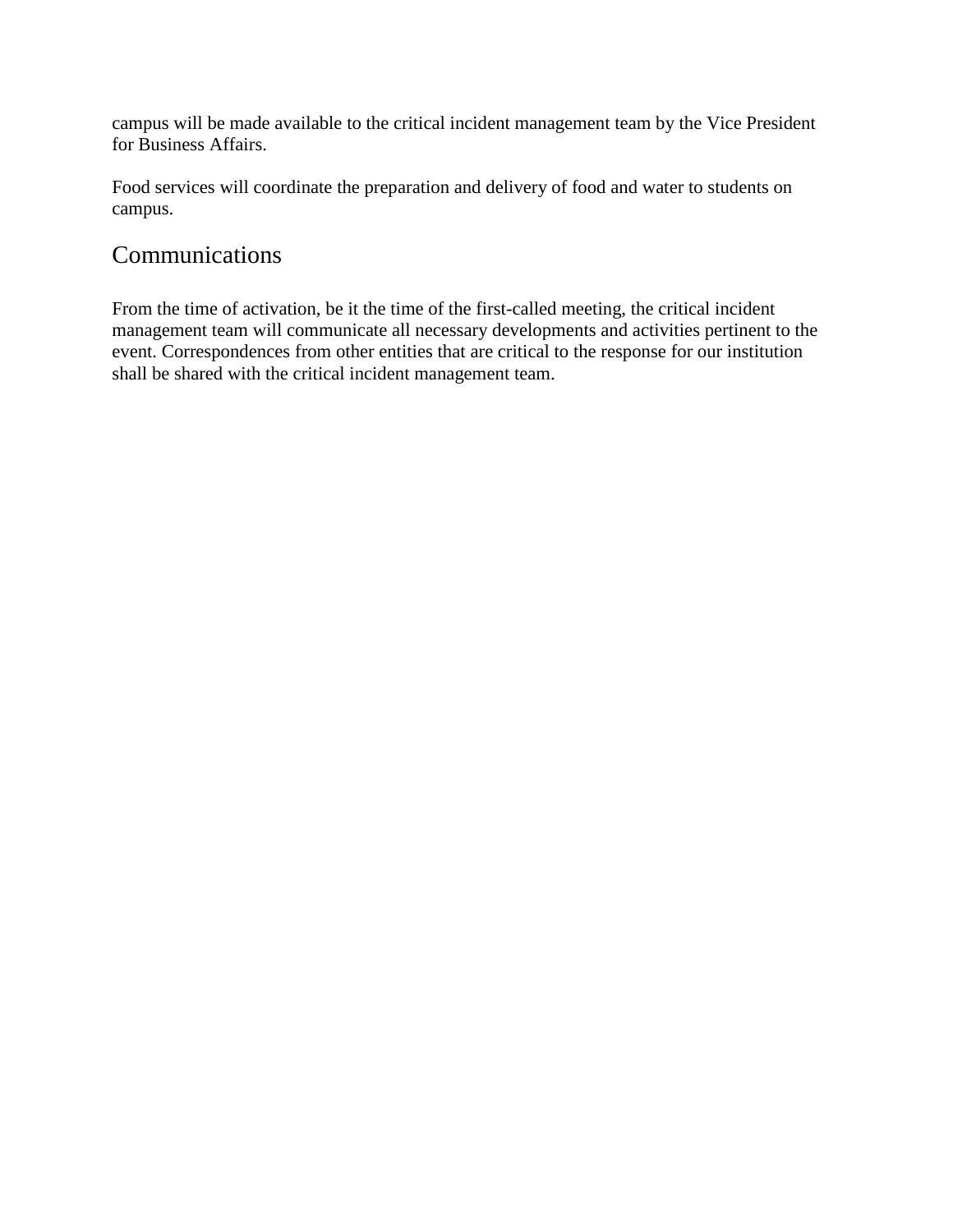campus will be made available to the critical incident management team by the Vice President for Business Affairs.

Food services will coordinate the preparation and delivery of food and water to students on campus.

## Communications

From the time of activation, be it the time of the first-called meeting, the critical incident management team will communicate all necessary developments and activities pertinent to the event. Correspondences from other entities that are critical to the response for our institution shall be shared with the critical incident management team.